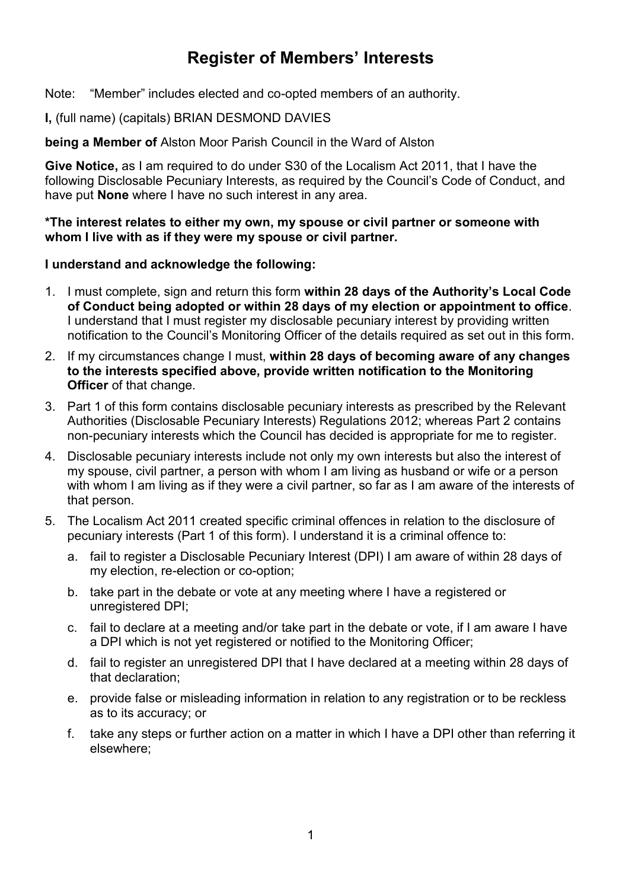# Register of Members' Interests

Note: "Member" includes elected and co-opted members of an authority.

**I,** (full name) (capitals) BRIAN DESMOND DAVIES

**being a Member of** Alston Moor Parish Council in the Ward of Alston

**Give Notice,** as I am required to do under S30 of the Localism Act 2011, that I have the following Disclosable Pecuniary Interests, as required by the Council's Code of Conduct, and have put **None** where I have no such interest in any area.

**\*The interest relates to either my own, my spouse or civil partner or someone with whom I live with as if they were my spouse or civil partner.**

**I understand and acknowledge the following:**

1. I must complete, sign and return this form **within 28 days of the Authority's Local Code of Conduct being adopted or within 28 days of my election or appointment to office**. I understand that I must register my disclosable pecuniary interest by providing written notification to the Council's Monitoring Officer of the details required as set out in this form.
2. If my circumstances change I must, **within 28 days of becoming aware of any changes to the interests specified above, provide written notification to the Monitoring Officer** of that change.
3. Part 1 of this form contains disclosable pecuniary interests as prescribed by the Relevant Authorities (Disclosable Pecuniary Interests) Regulations 2012; whereas Part 2 contains non-pecuniary interests which the Council has decided is appropriate for me to register.
4. Disclosable pecuniary interests include not only my own interests but also the interest of my spouse, civil partner, a person with whom I am living as husband or wife or a person with whom I am living as if they were a civil partner, so far as I am aware of the interests of that person.
5. The Localism Act 2011 created specific criminal offences in relation to the disclosure of pecuniary interests (Part 1 of this form). I understand it is a criminal offence to:
   a. fail to register a Disclosable Pecuniary Interest (DPI) I am aware of within 28 days of my election, re-election or co-option;
   b. take part in the debate or vote at any meeting where I have a registered or unregistered DPI;
   c. fail to declare at a meeting and/or take part in the debate or vote, if I am aware I have a DPI which is not yet registered or notified to the Monitoring Officer;
   d. fail to register an unregistered DPI that I have declared at a meeting within 28 days of that declaration;
   e. provide false or misleading information in relation to any registration or to be reckless as to its accuracy; or
   f. take any steps or further action on a matter in which I have a DPI other than referring it elsewhere;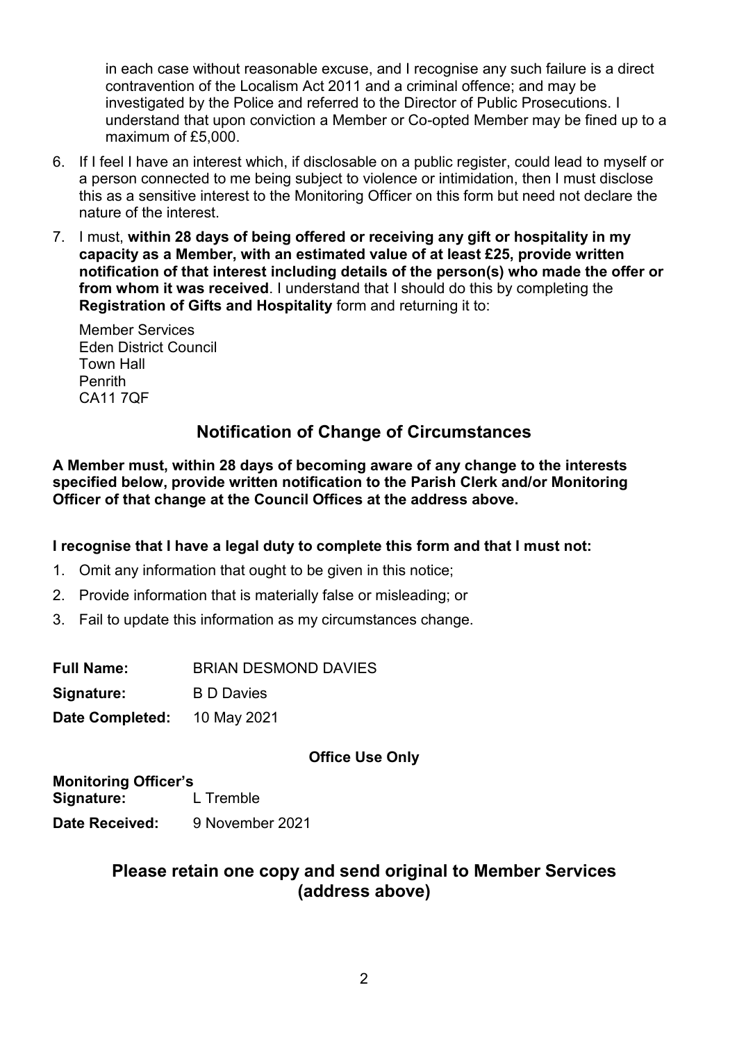in each case without reasonable excuse, and I recognise any such failure is a direct contravention of the Localism Act 2011 and a criminal offence; and may be investigated by the Police and referred to the Director of Public Prosecutions. I understand that upon conviction a Member or Co-opted Member may be fined up to a maximum of £5,000.

6. If I feel I have an interest which, if disclosable on a public register, could lead to myself or a person connected to me being subject to violence or intimidation, then I must disclose this as a sensitive interest to the Monitoring Officer on this form but need not declare the nature of the interest.
7. I must, **within 28 days of being offered or receiving any gift or hospitality in my capacity as a Member, with an estimated value of at least £25, provide written notification of that interest including details of the person(s) who made the offer or from whom it was received**. I understand that I should do this by completing the **Registration of Gifts and Hospitality** form and returning it to:

   Member Services
   Eden District Council
   Town Hall
   Penrith
   CA11 7QF

## Notification of Change of Circumstances

**A Member must, within 28 days of becoming aware of any change to the interests specified below, provide written notification to the Parish Clerk and/or Monitoring Officer of that change at the Council Offices at the address above.**

**I recognise that I have a legal duty to complete this form and that I must not:**

1. Omit any information that ought to be given in this notice;
2. Provide information that is materially false or misleading; or
3. Fail to update this information as my circumstances change.

**Full Name:** BRIAN DESMOND DAVIES

**Signature:** B D Davies

**Date Completed:** 10 May 2021

**Office Use Only**

**Monitoring Officer's Signature:** L Tremble

**Date Received:** 9 November 2021

## Please retain one copy and send original to Member Services (address above)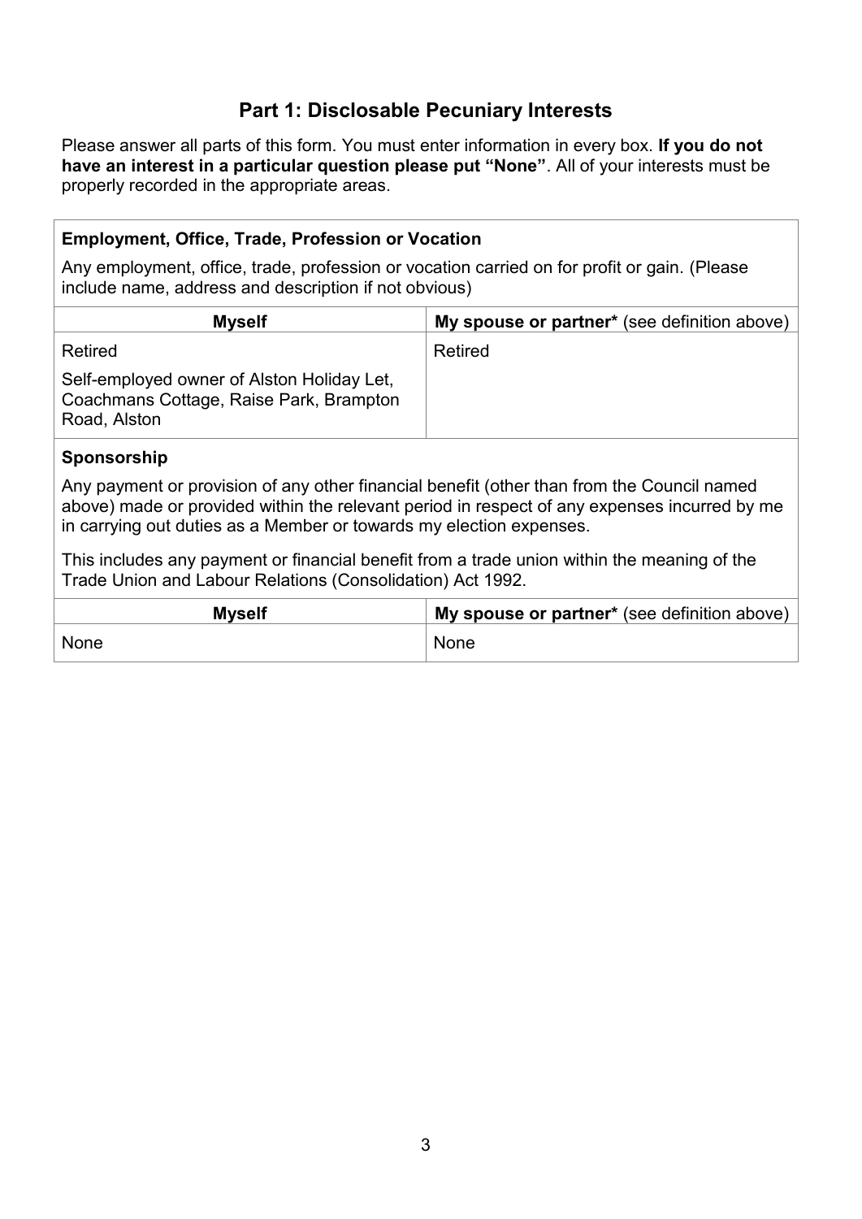## Part 1: Disclosable Pecuniary Interests

Please answer all parts of this form. You must enter information in every box. **If you do not have an interest in a particular question please put "None"**. All of your interests must be properly recorded in the appropriate areas.

### Employment, Office, Trade, Profession or Vocation

Any employment, office, trade, profession or vocation carried on for profit or gain. (Please include name, address and description if not obvious)

| **Myself** | **My spouse or partner*** (see definition above) |
| --- | --- |
| Retired<br><br>Self-employed owner of Alston Holiday Let, Coachmans Cottage, Raise Park, Brampton Road, Alston | Retired |

### Sponsorship

Any payment or provision of any other financial benefit (other than from the Council named above) made or provided within the relevant period in respect of any expenses incurred by me in carrying out duties as a Member or towards my election expenses.

This includes any payment or financial benefit from a trade union within the meaning of the Trade Union and Labour Relations (Consolidation) Act 1992.

| **Myself** | **My spouse or partner*** (see definition above) |
| --- | --- |
| None | None |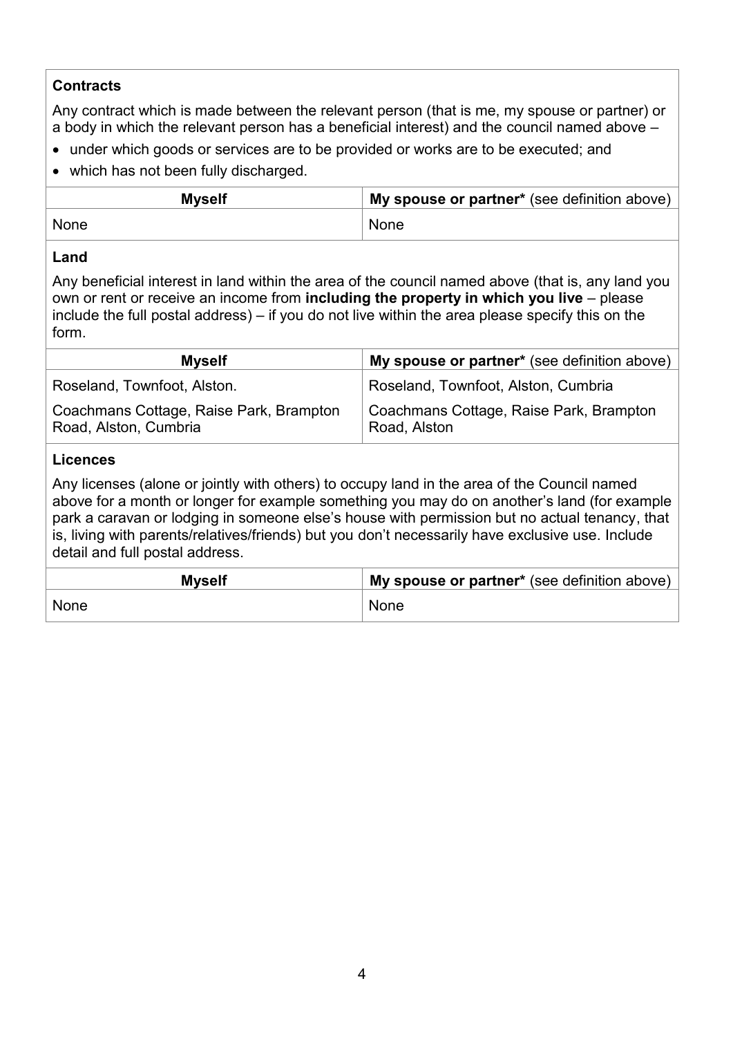**Contracts**

Any contract which is made between the relevant person (that is me, my spouse or partner) or a body in which the relevant person has a beneficial interest) and the council named above –

- under which goods or services are to be provided or works are to be executed; and
- which has not been fully discharged.

| Myself | My spouse or partner* (see definition above) |
|---|---|
| None | None |

**Land**

Any beneficial interest in land within the area of the council named above (that is, any land you own or rent or receive an income from **including the property in which you live** – please include the full postal address) – if you do not live within the area please specify this on the form.

| Myself | My spouse or partner* (see definition above) |
|---|---|
| Roseland, Townfoot, Alston. | Roseland, Townfoot, Alston, Cumbria |
| Coachmans Cottage, Raise Park, Brampton Road, Alston, Cumbria | Coachmans Cottage, Raise Park, Brampton Road, Alston |

**Licences**

Any licenses (alone or jointly with others) to occupy land in the area of the Council named above for a month or longer for example something you may do on another's land (for example park a caravan or lodging in someone else's house with permission but no actual tenancy, that is, living with parents/relatives/friends) but you don't necessarily have exclusive use. Include detail and full postal address.

| Myself | My spouse or partner* (see definition above) |
|---|---|
| None | None |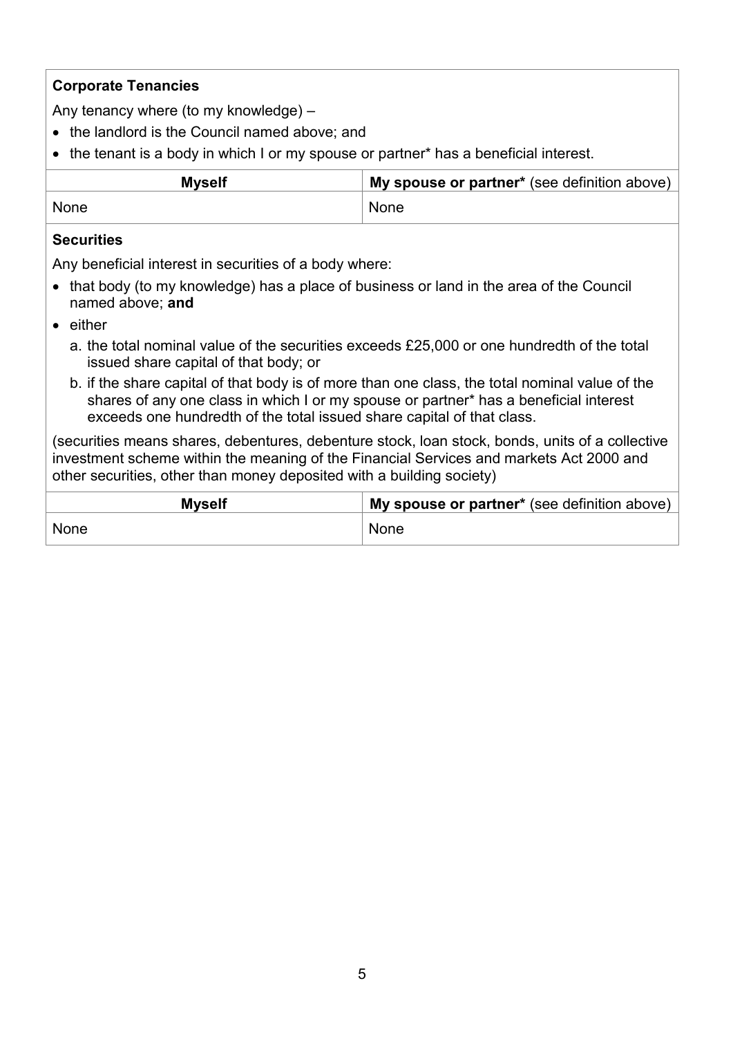**Corporate Tenancies**

Any tenancy where (to my knowledge) –

- the landlord is the Council named above; and
- the tenant is a body in which I or my spouse or partner* has a beneficial interest.

| **Myself** | **My spouse or partner*** (see definition above) |
|---|---|
| None | None |

**Securities**

Any beneficial interest in securities of a body where:

- that body (to my knowledge) has a place of business or land in the area of the Council named above; **and**
- either
  a. the total nominal value of the securities exceeds £25,000 or one hundredth of the total issued share capital of that body; or
  b. if the share capital of that body is of more than one class, the total nominal value of the shares of any one class in which I or my spouse or partner* has a beneficial interest exceeds one hundredth of the total issued share capital of that class.

(securities means shares, debentures, debenture stock, loan stock, bonds, units of a collective investment scheme within the meaning of the Financial Services and markets Act 2000 and other securities, other than money deposited with a building society)

| **Myself** | **My spouse or partner*** (see definition above) |
|---|---|
| None | None |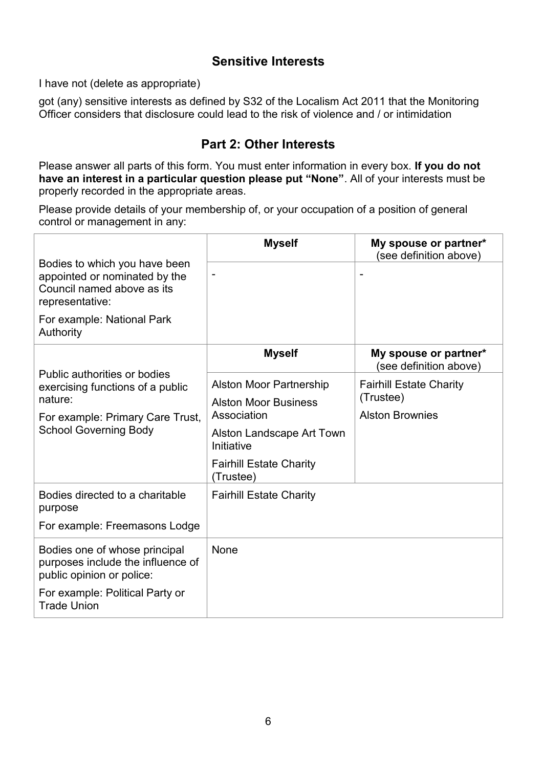## Sensitive Interests

I have not (delete as appropriate)

got (any) sensitive interests as defined by S32 of the Localism Act 2011 that the Monitoring Officer considers that disclosure could lead to the risk of violence and / or intimidation

## Part 2: Other Interests

Please answer all parts of this form. You must enter information in every box. **If you do not have an interest in a particular question please put "None"**. All of your interests must be properly recorded in the appropriate areas.

Please provide details of your membership of, or your occupation of a position of general control or management in any:

| | | |
|---|---|---|
| Bodies to which you have been appointed or nominated by the Council named above as its representative:<br><br>For example: National Park Authority | **Myself** | **My spouse or partner*** (see definition above) |
| | - | - |
| Public authorities or bodies exercising functions of a public nature:<br><br>For example: Primary Care Trust, School Governing Body | **Myself** | **My spouse or partner*** (see definition above) |
| | Alston Moor Partnership<br>Alston Moor Business Association<br>Alston Landscape Art Town Initiative<br>Fairhill Estate Charity (Trustee) | Fairhill Estate Charity (Trustee)<br>Alston Brownies |
| Bodies directed to a charitable purpose<br><br>For example: Freemasons Lodge | Fairhill Estate Charity | |
| Bodies one of whose principal purposes include the influence of public opinion or police:<br><br>For example: Political Party or Trade Union | None | |